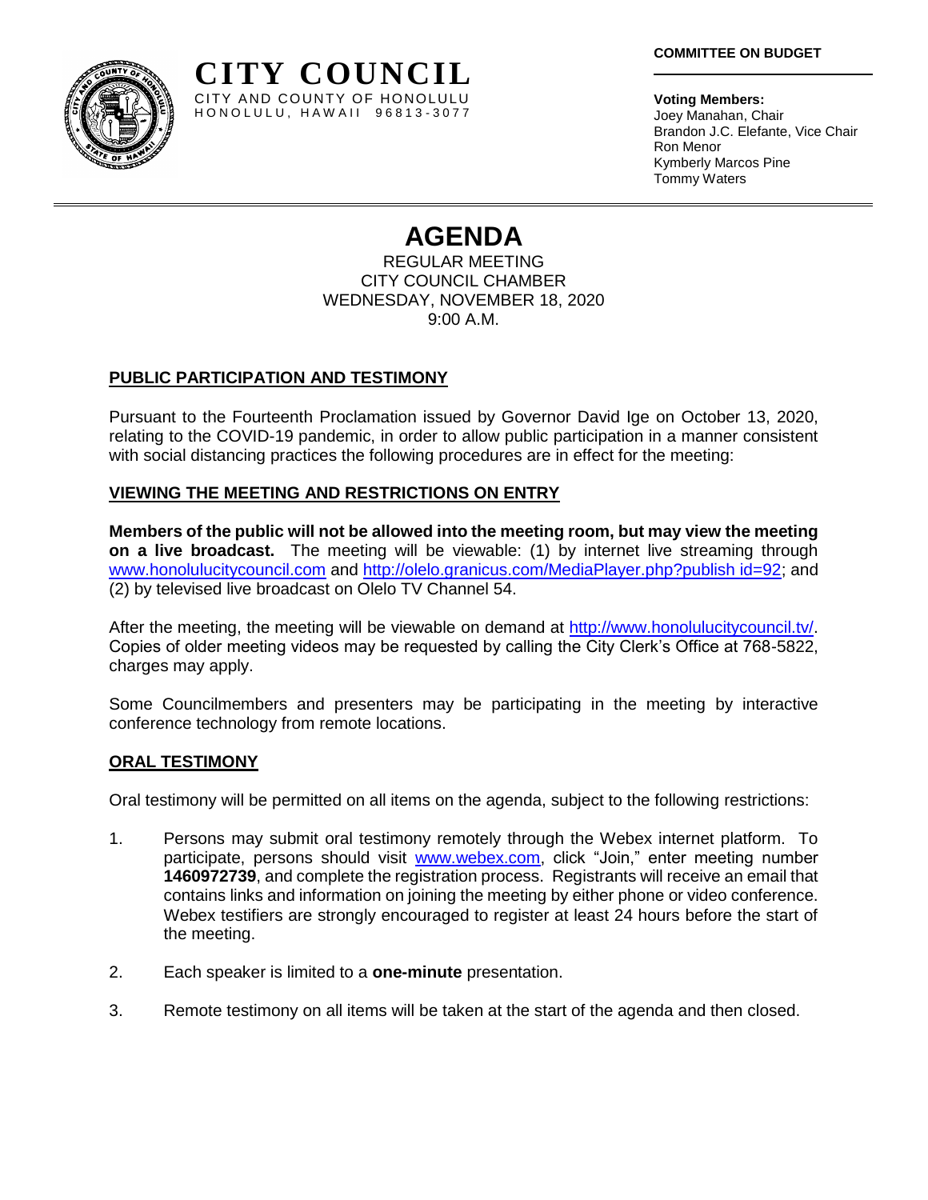# CITY COUNCIL

CITY AND COUNTY OF HONOLULU
HONOLULU, HAWAII 96813-3077

**COMMITTEE ON BUDGET**

**Voting Members:**
Joey Manahan, Chair
Brandon J.C. Elefante, Vice Chair
Ron Menor
Kymberly Marcos Pine
Tommy Waters

# AGENDA

REGULAR MEETING
CITY COUNCIL CHAMBER
WEDNESDAY, NOVEMBER 18, 2020
9:00 A.M.

## PUBLIC PARTICIPATION AND TESTIMONY

Pursuant to the Fourteenth Proclamation issued by Governor David Ige on October 13, 2020, relating to the COVID-19 pandemic, in order to allow public participation in a manner consistent with social distancing practices the following procedures are in effect for the meeting:

## VIEWING THE MEETING AND RESTRICTIONS ON ENTRY

**Members of the public will not be allowed into the meeting room, but may view the meeting on a live broadcast.** The meeting will be viewable: (1) by internet live streaming through www.honolulucitycouncil.com and http://olelo.granicus.com/MediaPlayer.php?publish id=92; and (2) by televised live broadcast on Olelo TV Channel 54.

After the meeting, the meeting will be viewable on demand at http://www.honolulucitycouncil.tv/. Copies of older meeting videos may be requested by calling the City Clerk's Office at 768-5822, charges may apply.

Some Councilmembers and presenters may be participating in the meeting by interactive conference technology from remote locations.

## ORAL TESTIMONY

Oral testimony will be permitted on all items on the agenda, subject to the following restrictions:

1. Persons may submit oral testimony remotely through the Webex internet platform. To participate, persons should visit www.webex.com, click "Join," enter meeting number **1460972739**, and complete the registration process. Registrants will receive an email that contains links and information on joining the meeting by either phone or video conference. Webex testifiers are strongly encouraged to register at least 24 hours before the start of the meeting.

2. Each speaker is limited to a **one-minute** presentation.

3. Remote testimony on all items will be taken at the start of the agenda and then closed.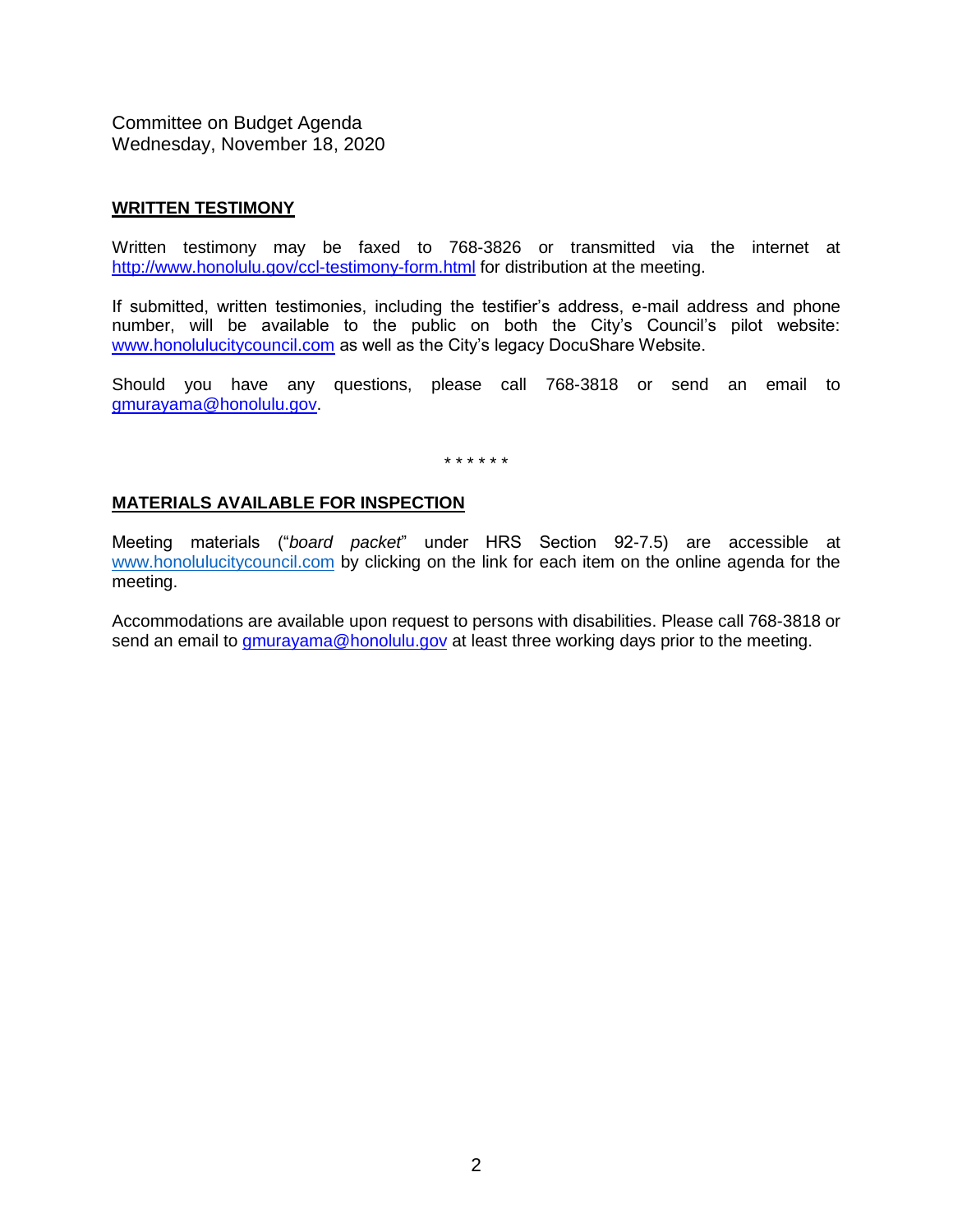Committee on Budget Agenda
Wednesday, November 18, 2020

## WRITTEN TESTIMONY

Written testimony may be faxed to 768-3826 or transmitted via the internet at http://www.honolulu.gov/ccl-testimony-form.html for distribution at the meeting.

If submitted, written testimonies, including the testifier's address, e-mail address and phone number, will be available to the public on both the City's Council's pilot website: www.honolulucitycouncil.com as well as the City's legacy DocuShare Website.

Should you have any questions, please call 768-3818 or send an email to gmurayama@honolulu.gov.

\* \* \* \* \* \*

## MATERIALS AVAILABLE FOR INSPECTION

Meeting materials ("*board packet*" under HRS Section 92-7.5) are accessible at www.honolulucitycouncil.com by clicking on the link for each item on the online agenda for the meeting.

Accommodations are available upon request to persons with disabilities. Please call 768-3818 or send an email to gmurayama@honolulu.gov at least three working days prior to the meeting.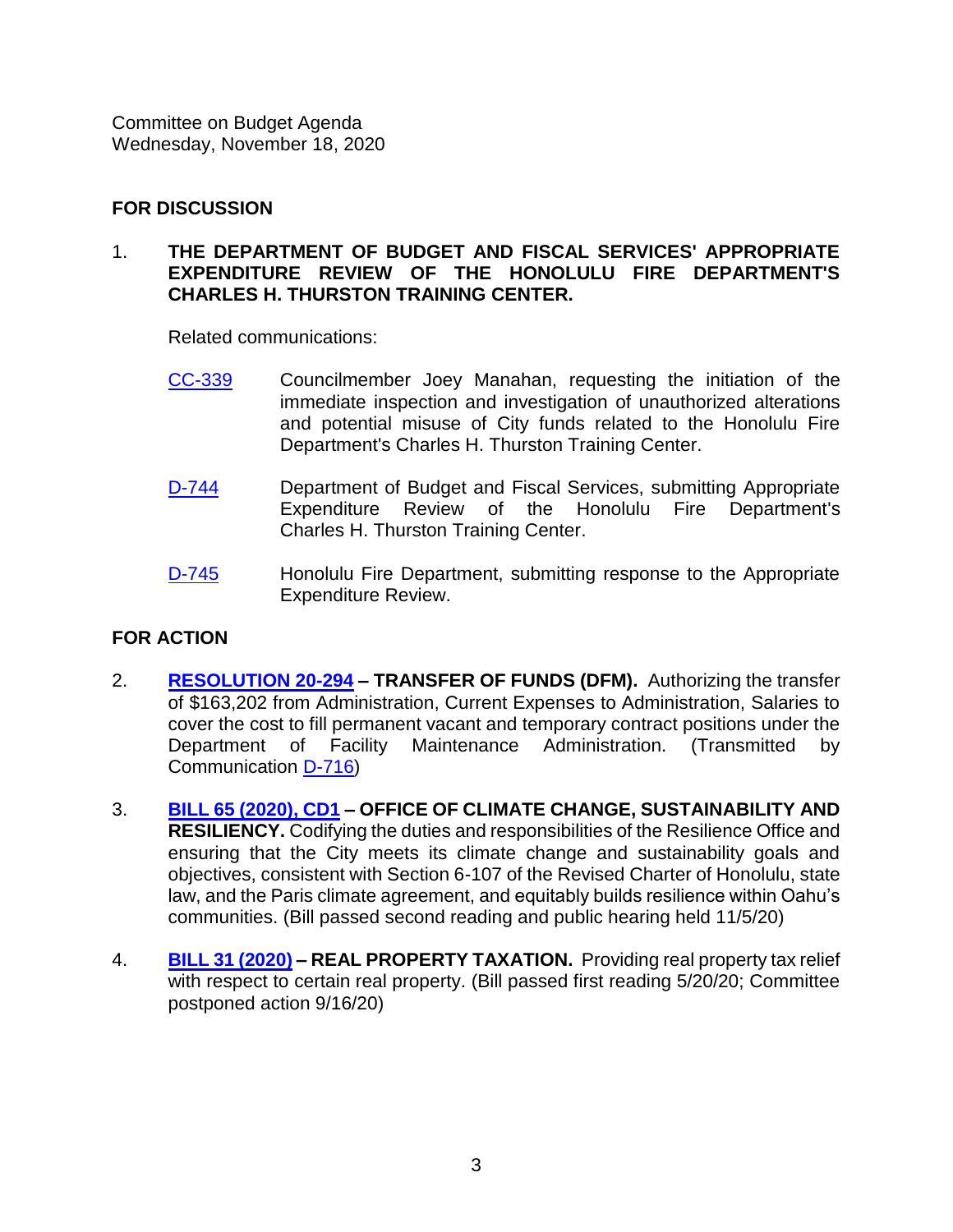Committee on Budget Agenda
Wednesday, November 18, 2020

**FOR DISCUSSION**

1. **THE DEPARTMENT OF BUDGET AND FISCAL SERVICES' APPROPRIATE EXPENDITURE REVIEW OF THE HONOLULU FIRE DEPARTMENT'S CHARLES H. THURSTON TRAINING CENTER.**

   Related communications:

   CC-339 Councilmember Joey Manahan, requesting the initiation of the immediate inspection and investigation of unauthorized alterations and potential misuse of City funds related to the Honolulu Fire Department's Charles H. Thurston Training Center.

   D-744 Department of Budget and Fiscal Services, submitting Appropriate Expenditure Review of the Honolulu Fire Department's Charles H. Thurston Training Center.

   D-745 Honolulu Fire Department, submitting response to the Appropriate Expenditure Review.

**FOR ACTION**

2. **RESOLUTION 20-294 – TRANSFER OF FUNDS (DFM).** Authorizing the transfer of $163,202 from Administration, Current Expenses to Administration, Salaries to cover the cost to fill permanent vacant and temporary contract positions under the Department of Facility Maintenance Administration. (Transmitted by Communication D-716)

3. **BILL 65 (2020), CD1 – OFFICE OF CLIMATE CHANGE, SUSTAINABILITY AND RESILIENCY.** Codifying the duties and responsibilities of the Resilience Office and ensuring that the City meets its climate change and sustainability goals and objectives, consistent with Section 6-107 of the Revised Charter of Honolulu, state law, and the Paris climate agreement, and equitably builds resilience within Oahu's communities. (Bill passed second reading and public hearing held 11/5/20)

4. **BILL 31 (2020) – REAL PROPERTY TAXATION.** Providing real property tax relief with respect to certain real property. (Bill passed first reading 5/20/20; Committee postponed action 9/16/20)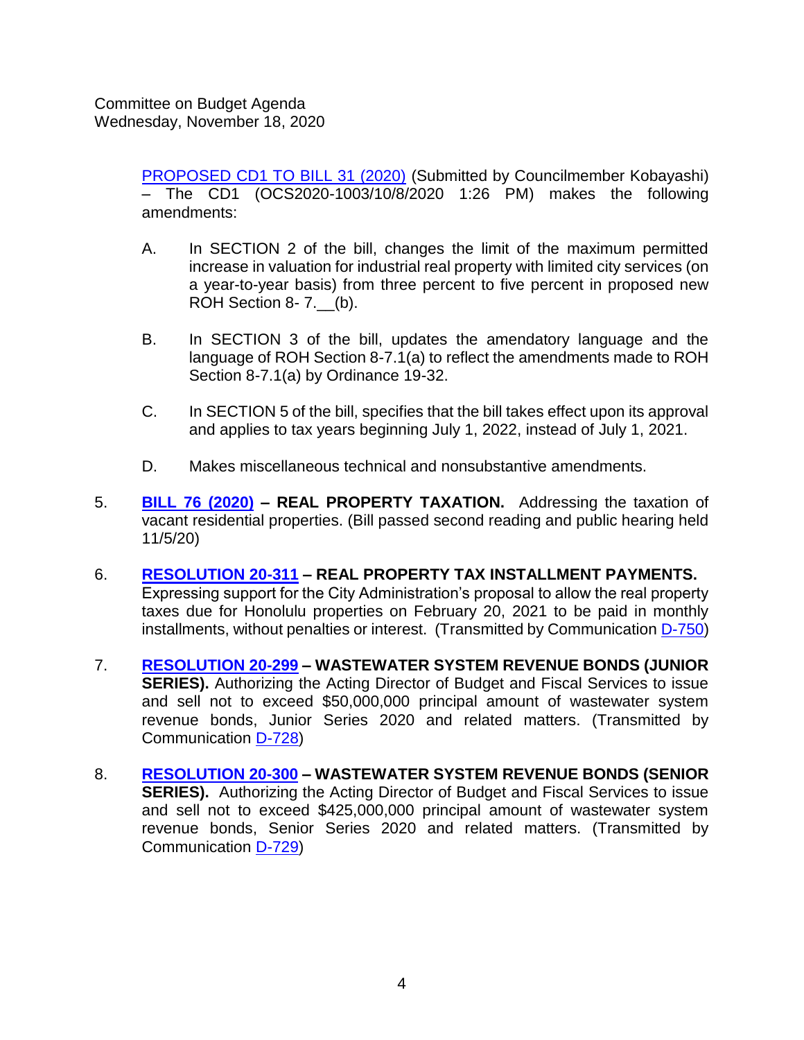[PROPOSED CD1 TO BILL 31 (2020)](#) (Submitted by Councilmember Kobayashi) – The CD1 (OCS2020-1003/10/8/2020 1:26 PM) makes the following amendments:

A. In SECTION 2 of the bill, changes the limit of the maximum permitted increase in valuation for industrial real property with limited city services (on a year-to-year basis) from three percent to five percent in proposed new ROH Section 8- 7.__(b).

B. In SECTION 3 of the bill, updates the amendatory language and the language of ROH Section 8-7.1(a) to reflect the amendments made to ROH Section 8-7.1(a) by Ordinance 19-32.

C. In SECTION 5 of the bill, specifies that the bill takes effect upon its approval and applies to tax years beginning July 1, 2022, instead of July 1, 2021.

D. Makes miscellaneous technical and nonsubstantive amendments.

5. **BILL 76 (2020) – REAL PROPERTY TAXATION.** Addressing the taxation of vacant residential properties. (Bill passed second reading and public hearing held 11/5/20)

6. **RESOLUTION 20-311 – REAL PROPERTY TAX INSTALLMENT PAYMENTS.** Expressing support for the City Administration's proposal to allow the real property taxes due for Honolulu properties on February 20, 2021 to be paid in monthly installments, without penalties or interest. (Transmitted by Communication D-750)

7. **RESOLUTION 20-299 – WASTEWATER SYSTEM REVENUE BONDS (JUNIOR SERIES).** Authorizing the Acting Director of Budget and Fiscal Services to issue and sell not to exceed $50,000,000 principal amount of wastewater system revenue bonds, Junior Series 2020 and related matters. (Transmitted by Communication D-728)

8. **RESOLUTION 20-300 – WASTEWATER SYSTEM REVENUE BONDS (SENIOR SERIES).** Authorizing the Acting Director of Budget and Fiscal Services to issue and sell not to exceed $425,000,000 principal amount of wastewater system revenue bonds, Senior Series 2020 and related matters. (Transmitted by Communication D-729)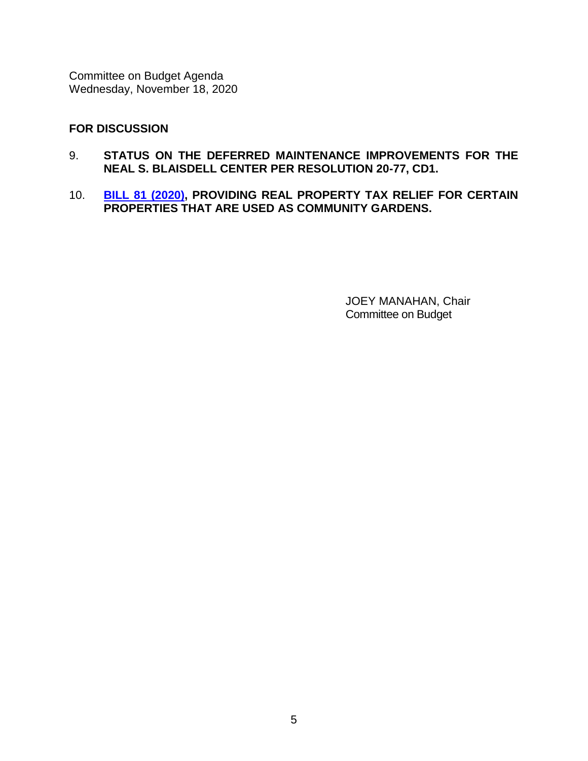Committee on Budget Agenda
Wednesday, November 18, 2020

**FOR DISCUSSION**

9. **STATUS ON THE DEFERRED MAINTENANCE IMPROVEMENTS FOR THE NEAL S. BLAISDELL CENTER PER RESOLUTION 20-77, CD1.**

10. **BILL 81 (2020), PROVIDING REAL PROPERTY TAX RELIEF FOR CERTAIN PROPERTIES THAT ARE USED AS COMMUNITY GARDENS.**

JOEY MANAHAN, Chair
Committee on Budget